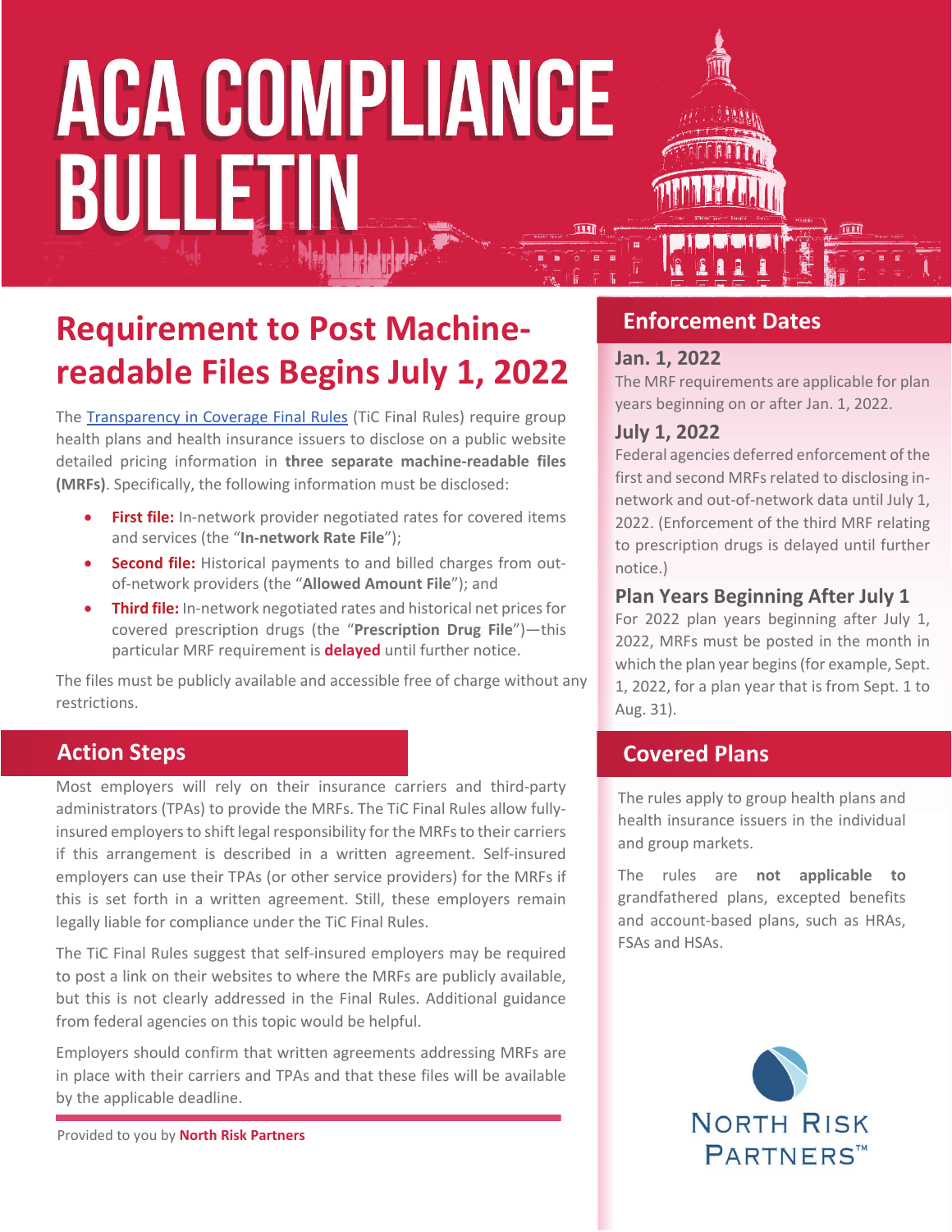# ACA COMPLIANCE BULLETIN

## Requirement to Post Machine-readable Files Begins July 1, 2022

The Transparency in Coverage Final Rules (TiC Final Rules) require group health plans and health insurance issuers to disclose on a public website detailed pricing information in **three separate machine-readable files (MRFs)**. Specifically, the following information must be disclosed:

- **First file:** In-network provider negotiated rates for covered items and services (the "**In-network Rate File**");
- **Second file:** Historical payments to and billed charges from out-of-network providers (the "**Allowed Amount File**"); and
- **Third file:** In-network negotiated rates and historical net prices for covered prescription drugs (the "**Prescription Drug File**")—this particular MRF requirement is **delayed** until further notice.

The files must be publicly available and accessible free of charge without any restrictions.

### Action Steps

Most employers will rely on their insurance carriers and third-party administrators (TPAs) to provide the MRFs. The TiC Final Rules allow fully-insured employers to shift legal responsibility for the MRFs to their carriers if this arrangement is described in a written agreement. Self-insured employers can use their TPAs (or other service providers) for the MRFs if this is set forth in a written agreement. Still, these employers remain legally liable for compliance under the TiC Final Rules.

The TiC Final Rules suggest that self-insured employers may be required to post a link on their websites to where the MRFs are publicly available, but this is not clearly addressed in the Final Rules. Additional guidance from federal agencies on this topic would be helpful.

Employers should confirm that written agreements addressing MRFs are in place with their carriers and TPAs and that these files will be available by the applicable deadline.

Provided to you by **North Risk Partners**

### Enforcement Dates

**Jan. 1, 2022**

The MRF requirements are applicable for plan years beginning on or after Jan. 1, 2022.

**July 1, 2022**

Federal agencies deferred enforcement of the first and second MRFs related to disclosing in-network and out-of-network data until July 1, 2022. (Enforcement of the third MRF relating to prescription drugs is delayed until further notice.)

**Plan Years Beginning After July 1**

For 2022 plan years beginning after July 1, 2022, MRFs must be posted in the month in which the plan year begins (for example, Sept. 1, 2022, for a plan year that is from Sept. 1 to Aug. 31).

### Covered Plans

The rules apply to group health plans and health insurance issuers in the individual and group markets.

The rules are **not applicable to** grandfathered plans, excepted benefits and account-based plans, such as HRAs, FSAs and HSAs.

NORTH RISK PARTNERS™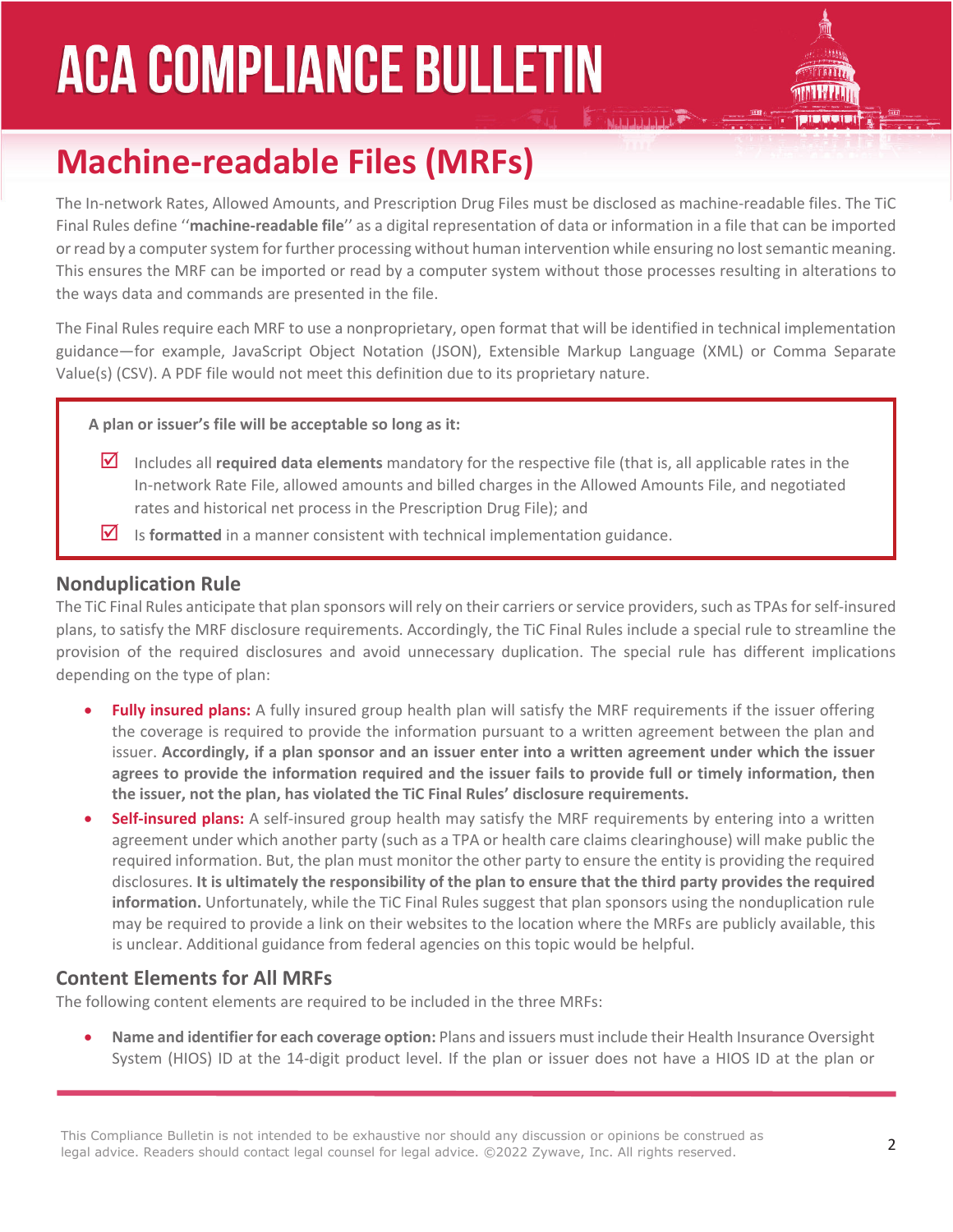## Machine-readable Files (MRFs)

The In-network Rates, Allowed Amounts, and Prescription Drug Files must be disclosed as machine-readable files. The TiC Final Rules define ''**machine-readable file**'' as a digital representation of data or information in a file that can be imported or read by a computer system for further processing without human intervention while ensuring no lost semantic meaning. This ensures the MRF can be imported or read by a computer system without those processes resulting in alterations to the ways data and commands are presented in the file.

The Final Rules require each MRF to use a nonproprietary, open format that will be identified in technical implementation guidance—for example, JavaScript Object Notation (JSON), Extensible Markup Language (XML) or Comma Separate Value(s) (CSV). A PDF file would not meet this definition due to its proprietary nature.

**A plan or issuer's file will be acceptable so long as it:**

- ☑ Includes all **required data elements** mandatory for the respective file (that is, all applicable rates in the In-network Rate File, allowed amounts and billed charges in the Allowed Amounts File, and negotiated rates and historical net process in the Prescription Drug File); and
- ☑ Is **formatted** in a manner consistent with technical implementation guidance.

### Nonduplication Rule

The TiC Final Rules anticipate that plan sponsors will rely on their carriers or service providers, such as TPAs for self-insured plans, to satisfy the MRF disclosure requirements. Accordingly, the TiC Final Rules include a special rule to streamline the provision of the required disclosures and avoid unnecessary duplication. The special rule has different implications depending on the type of plan:

- **Fully insured plans:** A fully insured group health plan will satisfy the MRF requirements if the issuer offering the coverage is required to provide the information pursuant to a written agreement between the plan and issuer. **Accordingly, if a plan sponsor and an issuer enter into a written agreement under which the issuer agrees to provide the information required and the issuer fails to provide full or timely information, then the issuer, not the plan, has violated the TiC Final Rules' disclosure requirements.**
- **Self-insured plans:** A self-insured group health may satisfy the MRF requirements by entering into a written agreement under which another party (such as a TPA or health care claims clearinghouse) will make public the required information. But, the plan must monitor the other party to ensure the entity is providing the required disclosures. **It is ultimately the responsibility of the plan to ensure that the third party provides the required information.** Unfortunately, while the TiC Final Rules suggest that plan sponsors using the nonduplication rule may be required to provide a link on their websites to the location where the MRFs are publicly available, this is unclear. Additional guidance from federal agencies on this topic would be helpful.

### Content Elements for All MRFs

The following content elements are required to be included in the three MRFs:

- **Name and identifier for each coverage option:** Plans and issuers must include their Health Insurance Oversight System (HIOS) ID at the 14-digit product level. If the plan or issuer does not have a HIOS ID at the plan or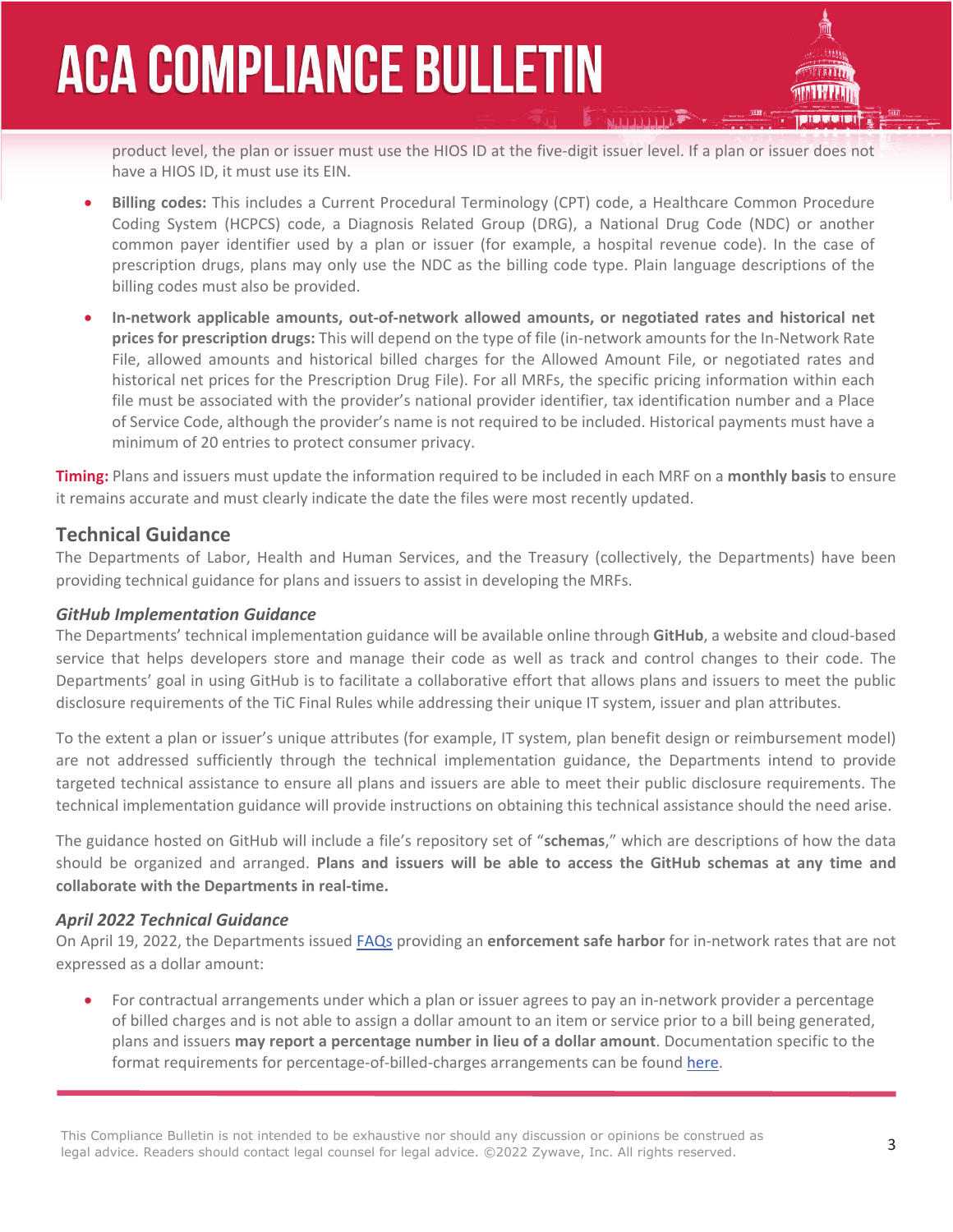product level, the plan or issuer must use the HIOS ID at the five-digit issuer level. If a plan or issuer does not have a HIOS ID, it must use its EIN.

- **Billing codes:** This includes a Current Procedural Terminology (CPT) code, a Healthcare Common Procedure Coding System (HCPCS) code, a Diagnosis Related Group (DRG), a National Drug Code (NDC) or another common payer identifier used by a plan or issuer (for example, a hospital revenue code). In the case of prescription drugs, plans may only use the NDC as the billing code type. Plain language descriptions of the billing codes must also be provided.
- **In-network applicable amounts, out-of-network allowed amounts, or negotiated rates and historical net prices for prescription drugs:** This will depend on the type of file (in-network amounts for the In-Network Rate File, allowed amounts and historical billed charges for the Allowed Amount File, or negotiated rates and historical net prices for the Prescription Drug File). For all MRFs, the specific pricing information within each file must be associated with the provider's national provider identifier, tax identification number and a Place of Service Code, although the provider's name is not required to be included. Historical payments must have a minimum of 20 entries to protect consumer privacy.

**Timing:** Plans and issuers must update the information required to be included in each MRF on a **monthly basis** to ensure it remains accurate and must clearly indicate the date the files were most recently updated.

## Technical Guidance

The Departments of Labor, Health and Human Services, and the Treasury (collectively, the Departments) have been providing technical guidance for plans and issuers to assist in developing the MRFs.

### *GitHub Implementation Guidance*

The Departments' technical implementation guidance will be available online through **GitHub**, a website and cloud-based service that helps developers store and manage their code as well as track and control changes to their code. The Departments' goal in using GitHub is to facilitate a collaborative effort that allows plans and issuers to meet the public disclosure requirements of the TiC Final Rules while addressing their unique IT system, issuer and plan attributes.

To the extent a plan or issuer's unique attributes (for example, IT system, plan benefit design or reimbursement model) are not addressed sufficiently through the technical implementation guidance, the Departments intend to provide targeted technical assistance to ensure all plans and issuers are able to meet their public disclosure requirements. The technical implementation guidance will provide instructions on obtaining this technical assistance should the need arise.

The guidance hosted on GitHub will include a file's repository set of "**schemas**," which are descriptions of how the data should be organized and arranged. **Plans and issuers will be able to access the GitHub schemas at any time and collaborate with the Departments in real-time.**

### *April 2022 Technical Guidance*

On April 19, 2022, the Departments issued FAQs providing an **enforcement safe harbor** for in-network rates that are not expressed as a dollar amount:

- For contractual arrangements under which a plan or issuer agrees to pay an in-network provider a percentage of billed charges and is not able to assign a dollar amount to an item or service prior to a bill being generated, plans and issuers **may report a percentage number in lieu of a dollar amount**. Documentation specific to the format requirements for percentage-of-billed-charges arrangements can be found here.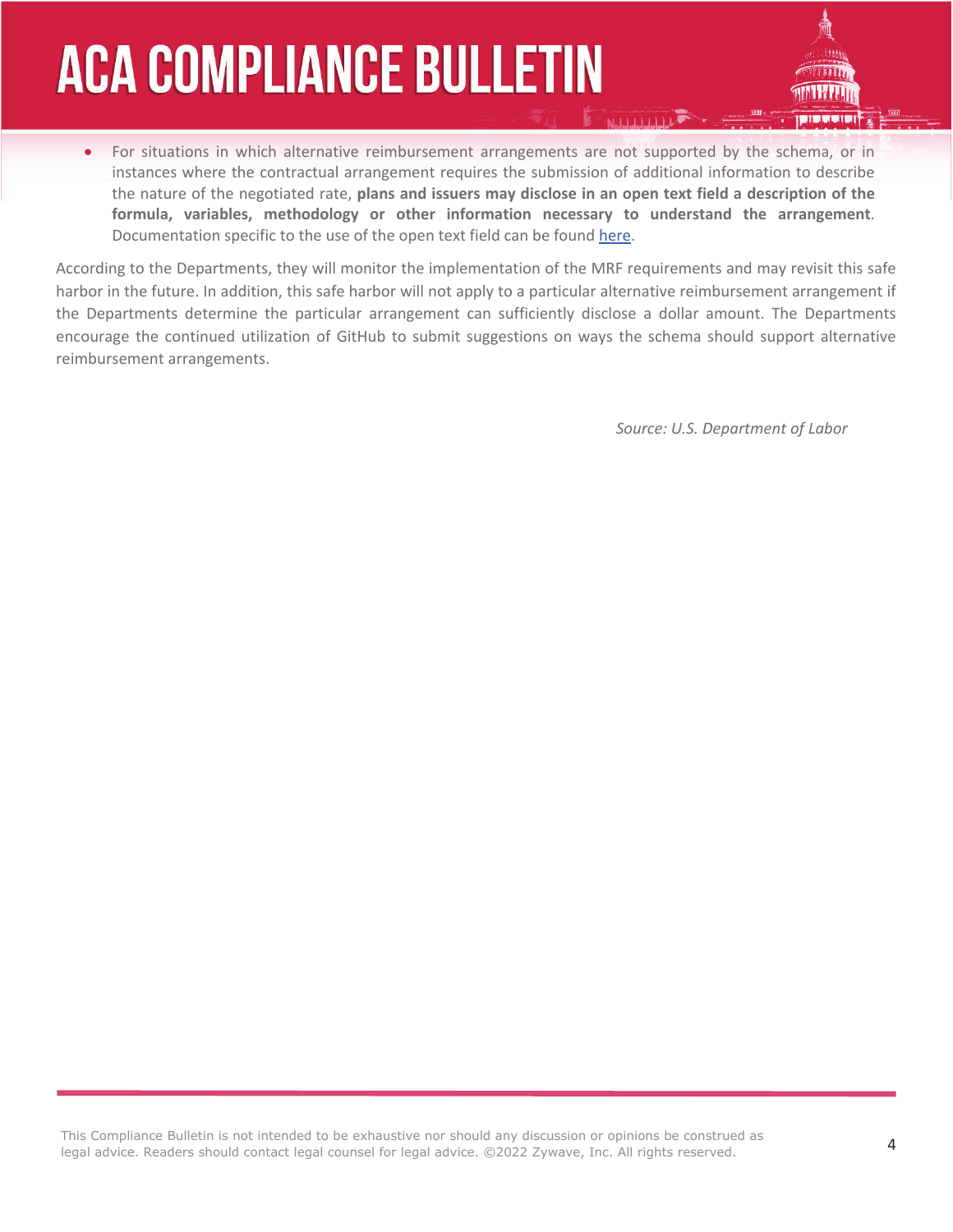- For situations in which alternative reimbursement arrangements are not supported by the schema, or in instances where the contractual arrangement requires the submission of additional information to describe the nature of the negotiated rate, **plans and issuers may disclose in an open text field a description of the formula, variables, methodology or other information necessary to understand the arrangement**. Documentation specific to the use of the open text field can be found here.

According to the Departments, they will monitor the implementation of the MRF requirements and may revisit this safe harbor in the future. In addition, this safe harbor will not apply to a particular alternative reimbursement arrangement if the Departments determine the particular arrangement can sufficiently disclose a dollar amount. The Departments encourage the continued utilization of GitHub to submit suggestions on ways the schema should support alternative reimbursement arrangements.

*Source: U.S. Department of Labor*

This Compliance Bulletin is not intended to be exhaustive nor should any discussion or opinions be construed as legal advice. Readers should contact legal counsel for legal advice. ©2022 Zywave, Inc. All rights reserved.